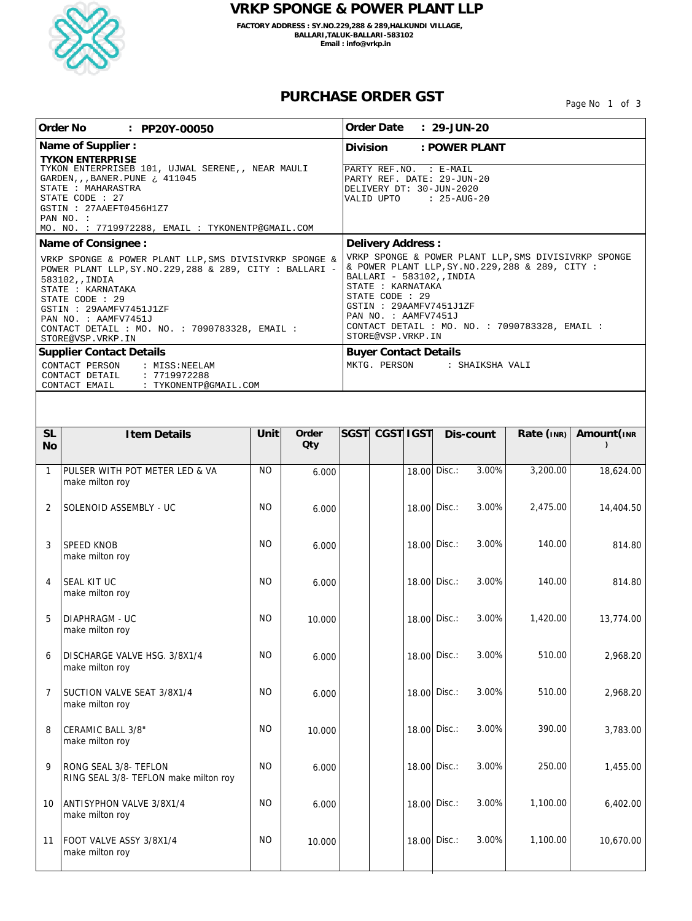# VRKP SPONGE & POWER PLANT LLP

**FACTORY ADDRESS : SY.NO.229,288 & 289,HALKUNDI VILLAGE, BALLARI,TALUK-BALLARI-583102**
**Email : info@vrkp.in**

## PURCHASE ORDER GST

| **Order No : PP20Y-00050** | **Order Date : 29-JUN-20** |
|---|---|
| **Name of Supplier :**<br>**TYKON ENTERPRISE**<br>TYKON ENTERPRISEB 101, UJWAL SERENE,, NEAR MAULI GARDEN,,,BANER.PUNE ¿ 411045<br>STATE : MAHARASTRA<br>STATE CODE : 27<br>GSTIN : 27AAEFT0456H1Z7<br>PAN NO. :<br>MO. NO. : 7719972288, EMAIL : TYKONENTP@GMAIL.COM | **Division : POWER PLANT**<br>PARTY REF.NO. : E-MAIL<br>PARTY REF. DATE: 29-JUN-20<br>DELIVERY DT: 30-JUN-2020<br>VALID UPTO : 25-AUG-20 |
| **Name of Consignee :**<br>VRKP SPONGE & POWER PLANT LLP,SMS DIVISIVRKP SPONGE & POWER PLANT LLP,SY.NO.229,288 & 289, CITY : BALLARI - 583102,,INDIA<br>STATE : KARNATAKA<br>STATE CODE : 29<br>GSTIN : 29AAMFV7451J1ZF<br>PAN NO. : AAMFV7451J<br>CONTACT DETAIL : MO. NO. : 7090783328, EMAIL : STORE@VSP.VRKP.IN | **Delivery Address :**<br>VRKP SPONGE & POWER PLANT LLP,SMS DIVISIVRKP SPONGE & POWER PLANT LLP,SY.NO.229,288 & 289, CITY : BALLARI - 583102,,INDIA<br>STATE : KARNATAKA<br>STATE CODE : 29<br>GSTIN : 29AAMFV7451J1ZF<br>PAN NO. : AAMFV7451J<br>CONTACT DETAIL : MO. NO. : 7090783328, EMAIL : STORE@VSP.VRKP.IN |
| **Supplier Contact Details**<br>CONTACT PERSON : MISS:NEELAM<br>CONTACT DETAIL : 7719972288<br>CONTACT EMAIL : TYKONENTP@GMAIL.COM | **Buyer Contact Details**<br>MKTG. PERSON : SHAIKSHA VALI |

| SL No | Item Details | Unit | Order Qty | SGST | CGST | IGST | Dis-count | | Rate (INR) | Amount(INR) |
|---|---|---|---|---|---|---|---|---|---|---|
| 1 | PULSER WITH POT METER LED & VA make milton roy | NO | 6.000 | | | 18.00 | Disc.: | 3.00% | 3,200.00 | 18,624.00 |
| 2 | SOLENOID ASSEMBLY - UC | NO | 6.000 | | | 18.00 | Disc.: | 3.00% | 2,475.00 | 14,404.50 |
| 3 | SPEED KNOB make milton roy | NO | 6.000 | | | 18.00 | Disc.: | 3.00% | 140.00 | 814.80 |
| 4 | SEAL KIT UC make milton roy | NO | 6.000 | | | 18.00 | Disc.: | 3.00% | 140.00 | 814.80 |
| 5 | DIAPHRAGM - UC make milton roy | NO | 10.000 | | | 18.00 | Disc.: | 3.00% | 1,420.00 | 13,774.00 |
| 6 | DISCHARGE VALVE HSG. 3/8X1/4 make milton roy | NO | 6.000 | | | 18.00 | Disc.: | 3.00% | 510.00 | 2,968.20 |
| 7 | SUCTION VALVE SEAT 3/8X1/4 make milton roy | NO | 6.000 | | | 18.00 | Disc.: | 3.00% | 510.00 | 2,968.20 |
| 8 | CERAMIC BALL 3/8" make milton roy | NO | 10.000 | | | 18.00 | Disc.: | 3.00% | 390.00 | 3,783.00 |
| 9 | RONG SEAL 3/8- TEFLON RING SEAL 3/8- TEFLON make milton roy | NO | 6.000 | | | 18.00 | Disc.: | 3.00% | 250.00 | 1,455.00 |
| 10 | ANTISYPHON VALVE 3/8X1/4 make milton roy | NO | 6.000 | | | 18.00 | Disc.: | 3.00% | 1,100.00 | 6,402.00 |
| 11 | FOOT VALVE ASSY 3/8X1/4 make milton roy | NO | 10.000 | | | 18.00 | Disc.: | 3.00% | 1,100.00 | 10,670.00 |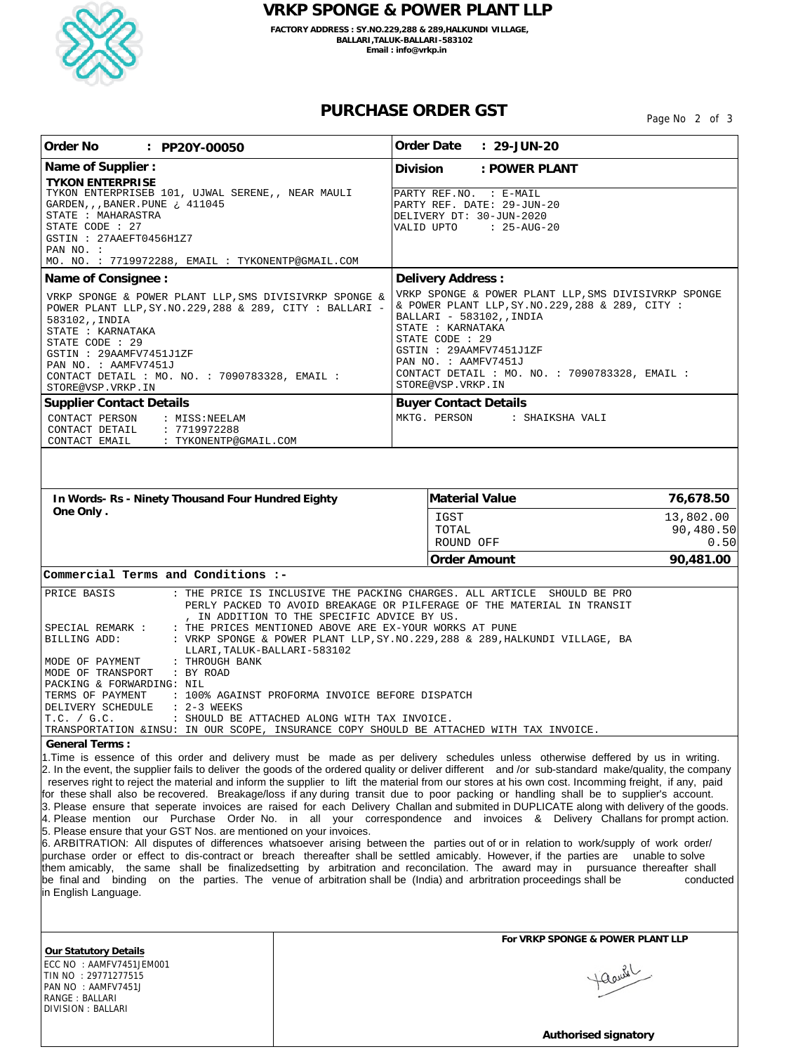# VRKP SPONGE & POWER PLANT LLP

FACTORY ADDRESS : SY.NO.229,288 & 289,HALKUNDI VILLAGE,
BALLARI,TALUK-BALLARI-583102
Email : info@vrkp.in

## PURCHASE ORDER GST

| **Order No : PP20Y-00050** | **Order Date : 29-JUN-20** |
|---|---|
| **Name of Supplier :**<br>**TYKON ENTERPRISE**<br>TYKON ENTERPRISEB 101, UJWAL SERENE,, NEAR MAULI GARDEN,,,BANER.PUNE ¿ 411045<br>STATE : MAHARASTRA<br>STATE CODE : 27<br>GSTIN : 27AAEFT0456H1Z7<br>PAN NO. :<br>MO. NO. : 7719972288, EMAIL : TYKONENTP@GMAIL.COM | **Division : POWER PLANT**<br>PARTY REF.NO. : E-MAIL<br>PARTY REF. DATE: 29-JUN-20<br>DELIVERY DT: 30-JUN-2020<br>VALID UPTO : 25-AUG-20 |
| **Name of Consignee :**<br>VRKP SPONGE & POWER PLANT LLP,SMS DIVISIVRKP SPONGE & POWER PLANT LLP,SY.NO.229,288 & 289, CITY : BALLARI - 583102,,INDIA<br>STATE : KARNATAKA<br>STATE CODE : 29<br>GSTIN : 29AAMFV7451J1ZF<br>PAN NO. : AAMFV7451J<br>CONTACT DETAIL : MO. NO. : 7090783328, EMAIL : STORE@VSP.VRKP.IN | **Delivery Address :**<br>VRKP SPONGE & POWER PLANT LLP,SMS DIVISIVRKP SPONGE & POWER PLANT LLP,SY.NO.229,288 & 289, CITY : BALLARI - 583102,,INDIA<br>STATE : KARNATAKA<br>STATE CODE : 29<br>GSTIN : 29AAMFV7451J1ZF<br>PAN NO. : AAMFV7451J<br>CONTACT DETAIL : MO. NO. : 7090783328, EMAIL : STORE@VSP.VRKP.IN |
| **Supplier Contact Details**<br>CONTACT PERSON : MISS:NEELAM<br>CONTACT DETAIL : 7719972288<br>CONTACT EMAIL : TYKONENTP@GMAIL.COM | **Buyer Contact Details**<br>MKTG. PERSON : SHAIKSHA VALI |

**In Words- Rs - Ninety Thousand Four Hundred Eighty One Only .**

| | |
|---|---|
| **Material Value** | **76,678.50** |
| IGST | 13,802.00 |
| TOTAL | 90,480.50 |
| ROUND OFF | 0.50 |
| **Order Amount** | **90,481.00** |

**Commercial Terms and Conditions :-**

| | |
|---|---|
| PRICE BASIS | : THE PRICE IS INCLUSIVE THE PACKING CHARGES. ALL ARTICLE SHOULD BE PROPERLY PACKED TO AVOID BREAKAGE OR PILFERAGE OF THE MATERIAL IN TRANSIT , IN ADDITION TO THE SPECIFIC ADVICE BY US. |
| SPECIAL REMARK : | : THE PRICES MENTIONED ABOVE ARE EX-YOUR WORKS AT PUNE |
| BILLING ADD: | : VRKP SPONGE & POWER PLANT LLP,SY.NO.229,288 & 289,HALKUNDI VILLAGE, BALLARI,TALUK-BALLARI-583102 |
| MODE OF PAYMENT | : THROUGH BANK |
| MODE OF TRANSPORT | : BY ROAD |
| PACKING & FORWARDING: | NIL |
| TERMS OF PAYMENT | : 100% AGAINST PROFORMA INVOICE BEFORE DISPATCH |
| DELIVERY SCHEDULE | : 2-3 WEEKS |
| T.C. / G.C. | : SHOULD BE ATTACHED ALONG WITH TAX INVOICE. |
| TRANSPORTATION &INSU: | IN OUR SCOPE, INSURANCE COPY SHOULD BE ATTACHED WITH TAX INVOICE. |

**General Terms :**

1.Time is essence of this order and delivery must be made as per delivery schedules unless otherwise deffered by us in writing.
2. In the event, the supplier fails to deliver the goods of the ordered quality or deliver different and /or sub-standard make/quality, the company reserves right to reject the material and inform the supplier to lift the material from our stores at his own cost. Incomming freight, if any, paid for these shall also be recovered. Breakage/loss if any during transit due to poor packing or handling shall be to supplier's account.
3. Please ensure that seperate invoices are raised for each Delivery Challan and submited in DUPLICATE along with delivery of the goods.
4. Please mention our Purchase Order No. in all your correspondence and invoices & Delivery Challans for prompt action.
5. Please ensure that your GST Nos. are mentioned on your invoices.
6. ARBITRATION: All disputes of differences whatsoever arising between the parties out of or in relation to work/supply of work order/ purchase order or effect to dis-contract or breach thereafter shall be settled amicably. However, if the parties are unable to solve them amicably, the same shall be finalizedsetting by arbitration and reconcilation. The award may in pursuance thereafter shall be final and binding on the parties. The venue of arbitration shall be (India) and arbritration proceedings shall be conducted in English Language.

| **Our Statutory Details** | **For VRKP SPONGE & POWER PLANT LLP** |
|---|---|
| ECC NO : AAMFV7451JEM001<br>TIN NO : 29771277515<br>PAN NO : AAMFV7451J<br>RANGE : BALLARI<br>DIVISION : BALLARI | **Authorised signatory** |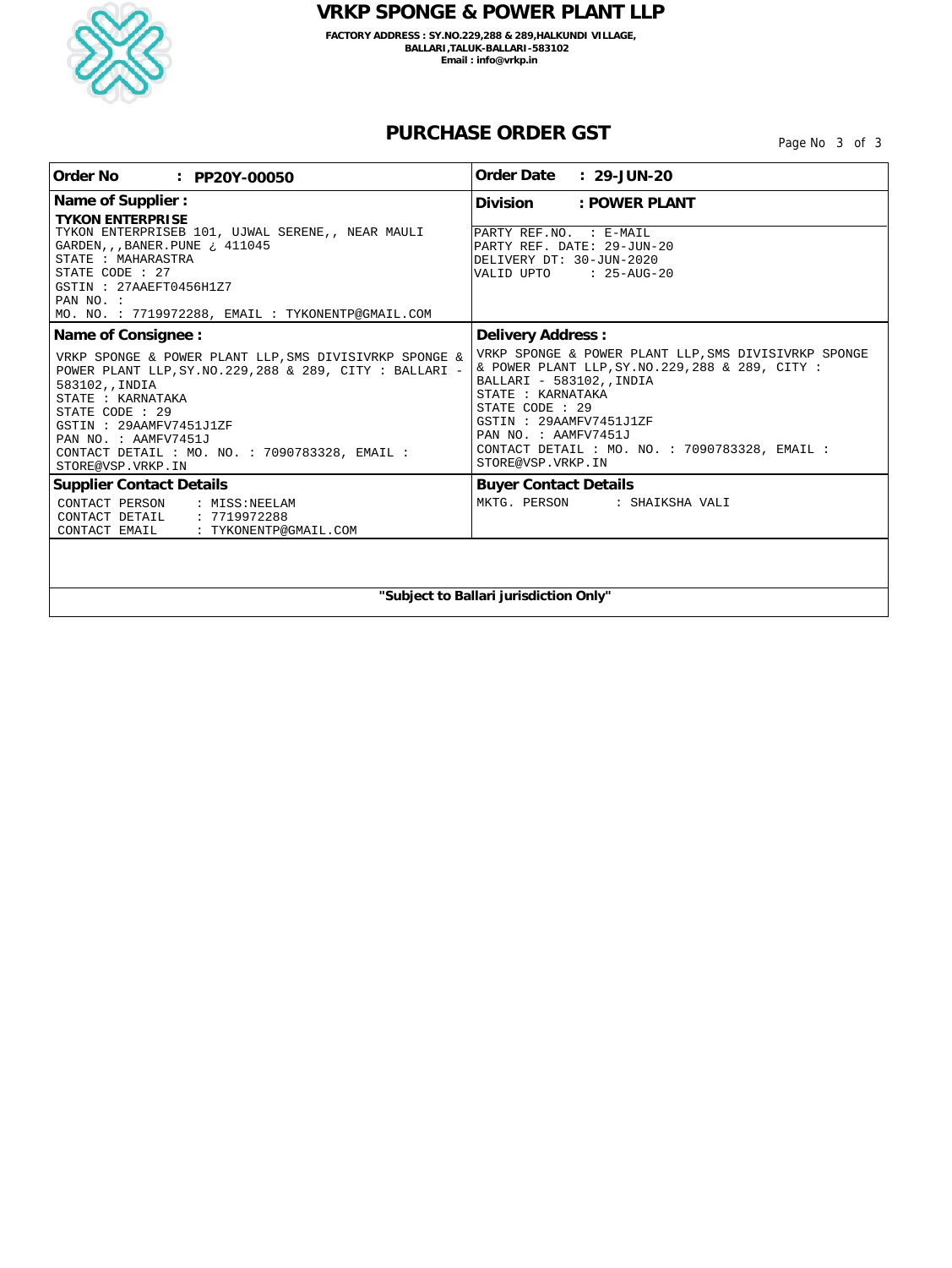# VRKP SPONGE & POWER PLANT LLP

**FACTORY ADDRESS : SY.NO.229,288 & 289,HALKUNDI VILLAGE, BALLARI,TALUK-BALLARI-583102**
**Email : info@vrkp.in**

## PURCHASE ORDER GST

| | |
|---|---|
| **Order No : PP20Y-00050** | **Order Date : 29-JUN-20** |
| **Name of Supplier :**<br>**TYKON ENTERPRISE**<br>TYKON ENTERPRISEB 101, UJWAL SERENE,, NEAR MAULI GARDEN,,,BANER.PUNE ¿ 411045<br>STATE : MAHARASTRA<br>STATE CODE : 27<br>GSTIN : 27AAEFT0456H1Z7<br>PAN NO. :<br>MO. NO. : 7719972288, EMAIL : TYKONENTP@GMAIL.COM | **Division : POWER PLANT**<br>PARTY REF.NO. : E-MAIL<br>PARTY REF. DATE: 29-JUN-20<br>DELIVERY DT: 30-JUN-2020<br>VALID UPTO : 25-AUG-20 |
| **Name of Consignee :**<br>VRKP SPONGE & POWER PLANT LLP,SMS DIVISIVRKP SPONGE & POWER PLANT LLP,SY.NO.229,288 & 289, CITY : BALLARI - 583102,,INDIA<br>STATE : KARNATAKA<br>STATE CODE : 29<br>GSTIN : 29AAMFV7451J1ZF<br>PAN NO. : AAMFV7451J<br>CONTACT DETAIL : MO. NO. : 7090783328, EMAIL : STORE@VSP.VRKP.IN | **Delivery Address :**<br>VRKP SPONGE & POWER PLANT LLP,SMS DIVISIVRKP SPONGE & POWER PLANT LLP,SY.NO.229,288 & 289, CITY : BALLARI - 583102,,INDIA<br>STATE : KARNATAKA<br>STATE CODE : 29<br>GSTIN : 29AAMFV7451J1ZF<br>PAN NO. : AAMFV7451J<br>CONTACT DETAIL : MO. NO. : 7090783328, EMAIL : STORE@VSP.VRKP.IN |
| **Supplier Contact Details**<br>CONTACT PERSON : MISS:NEELAM<br>CONTACT DETAIL : 7719972288<br>CONTACT EMAIL : TYKONENTP@GMAIL.COM | **Buyer Contact Details**<br>MKTG. PERSON : SHAIKSHA VALI |

**"Subject to Ballari jurisdiction Only"**